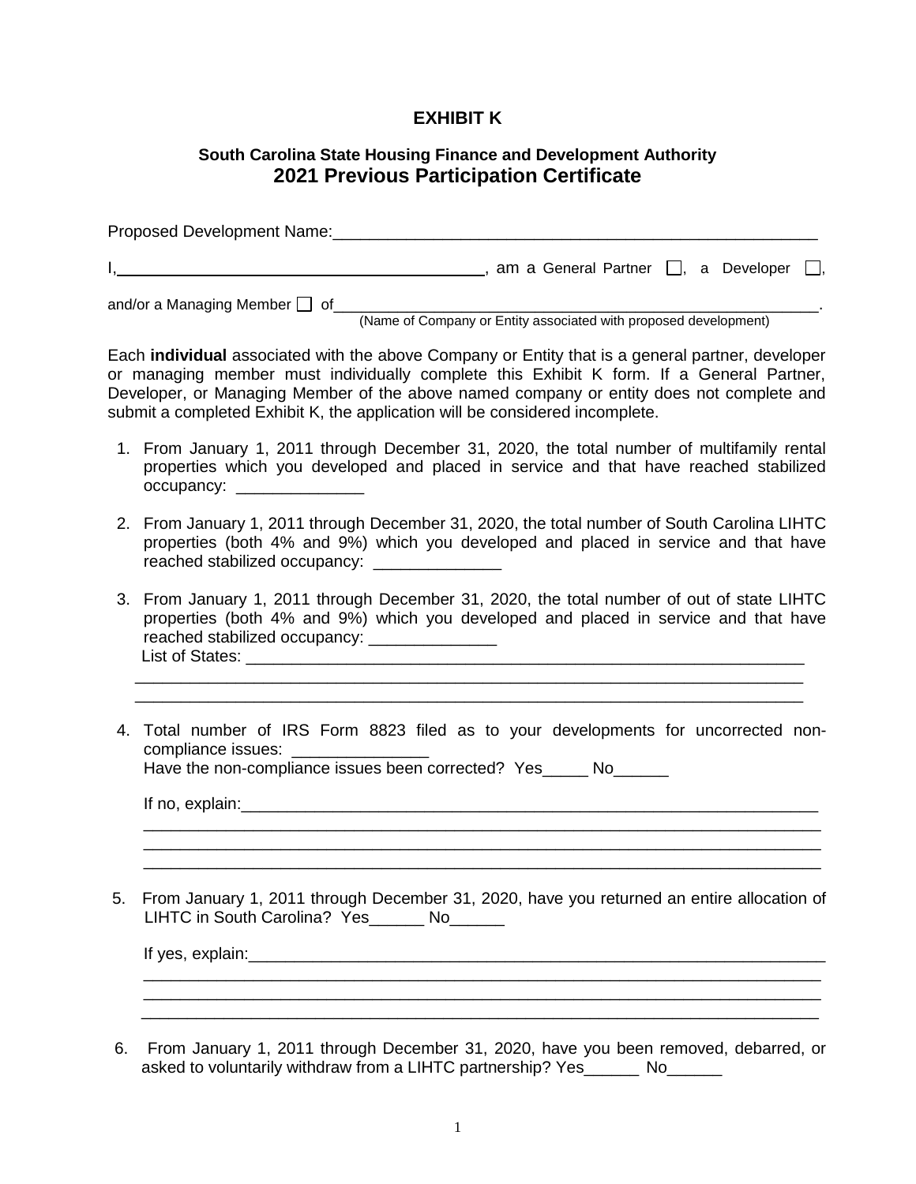# EXHIBIT K

## South Carolina State Housing Finance and Development Authority
## 2021 Previous Participation Certificate

Proposed Development Name:_______________________________________________________

I,__________________________________________, am a General Partner ☐, a Developer ☐,

and/or a Managing Member ☐ of_______________________________________________________.
(Name of Company or Entity associated with proposed development)

Each **individual** associated with the above Company or Entity that is a general partner, developer or managing member must individually complete this Exhibit K form. If a General Partner, Developer, or Managing Member of the above named company or entity does not complete and submit a completed Exhibit K, the application will be considered incomplete.

1. From January 1, 2011 through December 31, 2020, the total number of multifamily rental properties which you developed and placed in service and that have reached stabilized occupancy: ______________

2. From January 1, 2011 through December 31, 2020, the total number of South Carolina LIHTC properties (both 4% and 9%) which you developed and placed in service and that have reached stabilized occupancy: ______________

3. From January 1, 2011 through December 31, 2020, the total number of out of state LIHTC properties (both 4% and 9%) which you developed and placed in service and that have reached stabilized occupancy: ______________
   List of States: _______________________________________________________________
   _____________________________________________________________________________
   _____________________________________________________________________________

4. Total number of IRS Form 8823 filed as to your developments for uncorrected non-compliance issues: _______________
   Have the non-compliance issues been corrected? Yes_____ No______

   If no, explain:_________________________________________________________________
   _____________________________________________________________________________
   _____________________________________________________________________________
   _____________________________________________________________________________

5. From January 1, 2011 through December 31, 2020, have you returned an entire allocation of LIHTC in South Carolina? Yes______ No______

   If yes, explain:________________________________________________________________
   _____________________________________________________________________________
   _____________________________________________________________________________
   _____________________________________________________________________________

6. From January 1, 2011 through December 31, 2020, have you been removed, debarred, or asked to voluntarily withdraw from a LIHTC partnership? Yes______ No______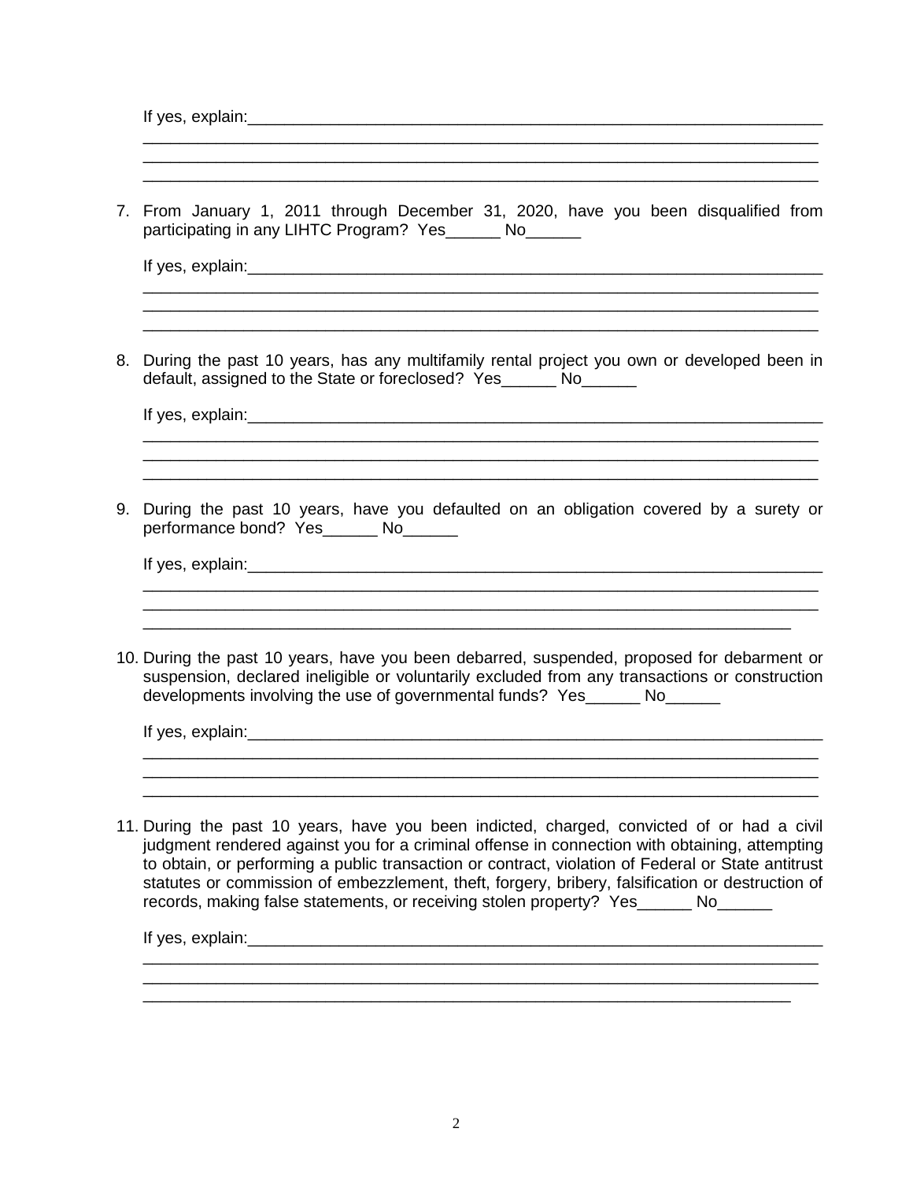If yes, explain:___________________________________________________________________
_______________________________________________________________________________
_______________________________________________________________________________
_______________________________________________________________________________

7. From January 1, 2011 through December 31, 2020, have you been disqualified from participating in any LIHTC Program? Yes______ No______

   If yes, explain:___________________________________________________________________
   _______________________________________________________________________________
   _______________________________________________________________________________
   _______________________________________________________________________________

8. During the past 10 years, has any multifamily rental project you own or developed been in default, assigned to the State or foreclosed? Yes______ No______

   If yes, explain:___________________________________________________________________
   _______________________________________________________________________________
   _______________________________________________________________________________
   _______________________________________________________________________________

9. During the past 10 years, have you defaulted on an obligation covered by a surety or performance bond? Yes______ No______

   If yes, explain:___________________________________________________________________
   _______________________________________________________________________________
   _______________________________________________________________________________
   _______________________________________________________________________________

10. During the past 10 years, have you been debarred, suspended, proposed for debarment or suspension, declared ineligible or voluntarily excluded from any transactions or construction developments involving the use of governmental funds? Yes______ No______

    If yes, explain:___________________________________________________________________
    _______________________________________________________________________________
    _______________________________________________________________________________
    _______________________________________________________________________________

11. During the past 10 years, have you been indicted, charged, convicted of or had a civil judgment rendered against you for a criminal offense in connection with obtaining, attempting to obtain, or performing a public transaction or contract, violation of Federal or State antitrust statutes or commission of embezzlement, theft, forgery, bribery, falsification or destruction of records, making false statements, or receiving stolen property? Yes______ No______

    If yes, explain:___________________________________________________________________
    _______________________________________________________________________________
    _______________________________________________________________________________
    _______________________________________________________________________________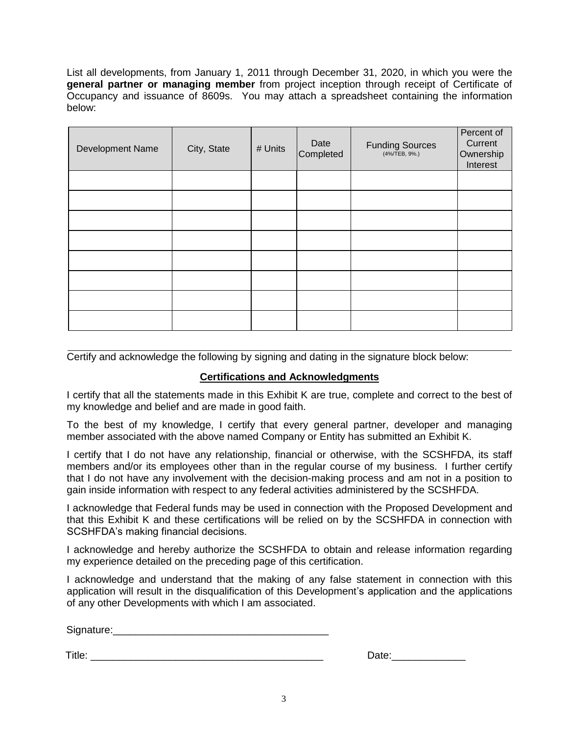List all developments, from January 1, 2011 through December 31, 2020, in which you were the **general partner or managing member** from project inception through receipt of Certificate of Occupancy and issuance of 8609s. You may attach a spreadsheet containing the information below:

| Development Name | City, State | # Units | Date Completed | Funding Sources (4%/TEB, 9%.) | Percent of Current Ownership Interest |
|---|---|---|---|---|---|
| | | | | | |
| | | | | | |
| | | | | | |
| | | | | | |
| | | | | | |
| | | | | | |
| | | | | | |
| | | | | | |

Certify and acknowledge the following by signing and dating in the signature block below:

**Certifications and Acknowledgments**

I certify that all the statements made in this Exhibit K are true, complete and correct to the best of my knowledge and belief and are made in good faith.

To the best of my knowledge, I certify that every general partner, developer and managing member associated with the above named Company or Entity has submitted an Exhibit K.

I certify that I do not have any relationship, financial or otherwise, with the SCSHFDA, its staff members and/or its employees other than in the regular course of my business. I further certify that I do not have any involvement with the decision-making process and am not in a position to gain inside information with respect to any federal activities administered by the SCSHFDA.

I acknowledge that Federal funds may be used in connection with the Proposed Development and that this Exhibit K and these certifications will be relied on by the SCSHFDA in connection with SCSHFDA's making financial decisions.

I acknowledge and hereby authorize the SCSHFDA to obtain and release information regarding my experience detailed on the preceding page of this certification.

I acknowledge and understand that the making of any false statement in connection with this application will result in the disqualification of this Development's application and the applications of any other Developments with which I am associated.

Signature:_______________________________________

Title: __________________________________________ Date:_____________